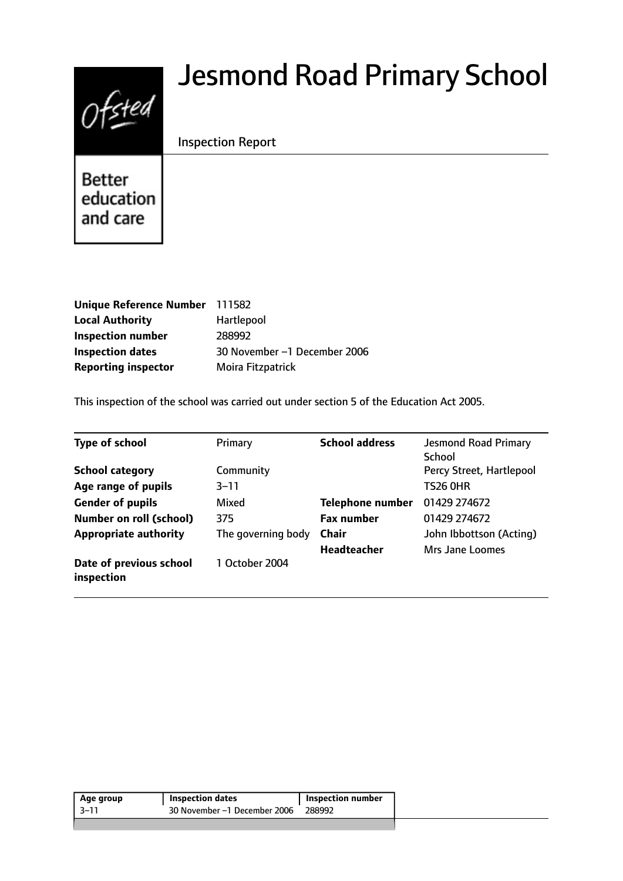# Jesmond Road Primary School

Inspection Report

Better education and care

| | |
|---|---|
| **Unique Reference Number** | 111582 |
| **Local Authority** | Hartlepool |
| **Inspection number** | 288992 |
| **Inspection dates** | 30 November –1 December 2006 |
| **Reporting inspector** | Moira Fitzpatrick |

This inspection of the school was carried out under section 5 of the Education Act 2005.

| | | | |
|---|---|---|---|
| **Type of school** | Primary | **School address** | Jesmond Road Primary School |
| **School category** | Community | | Percy Street, Hartlepool |
| **Age range of pupils** | 3–11 | | TS26 0HR |
| **Gender of pupils** | Mixed | **Telephone number** | 01429 274672 |
| **Number on roll (school)** | 375 | **Fax number** | 01429 274672 |
| **Appropriate authority** | The governing body | **Chair** | John Ibbottson (Acting) |
| | | **Headteacher** | Mrs Jane Loomes |
| **Date of previous school inspection** | 1 October 2004 | | |

| Age group | Inspection dates | Inspection number |
|---|---|---|
| 3–11 | 30 November –1 December 2006 | 288992 |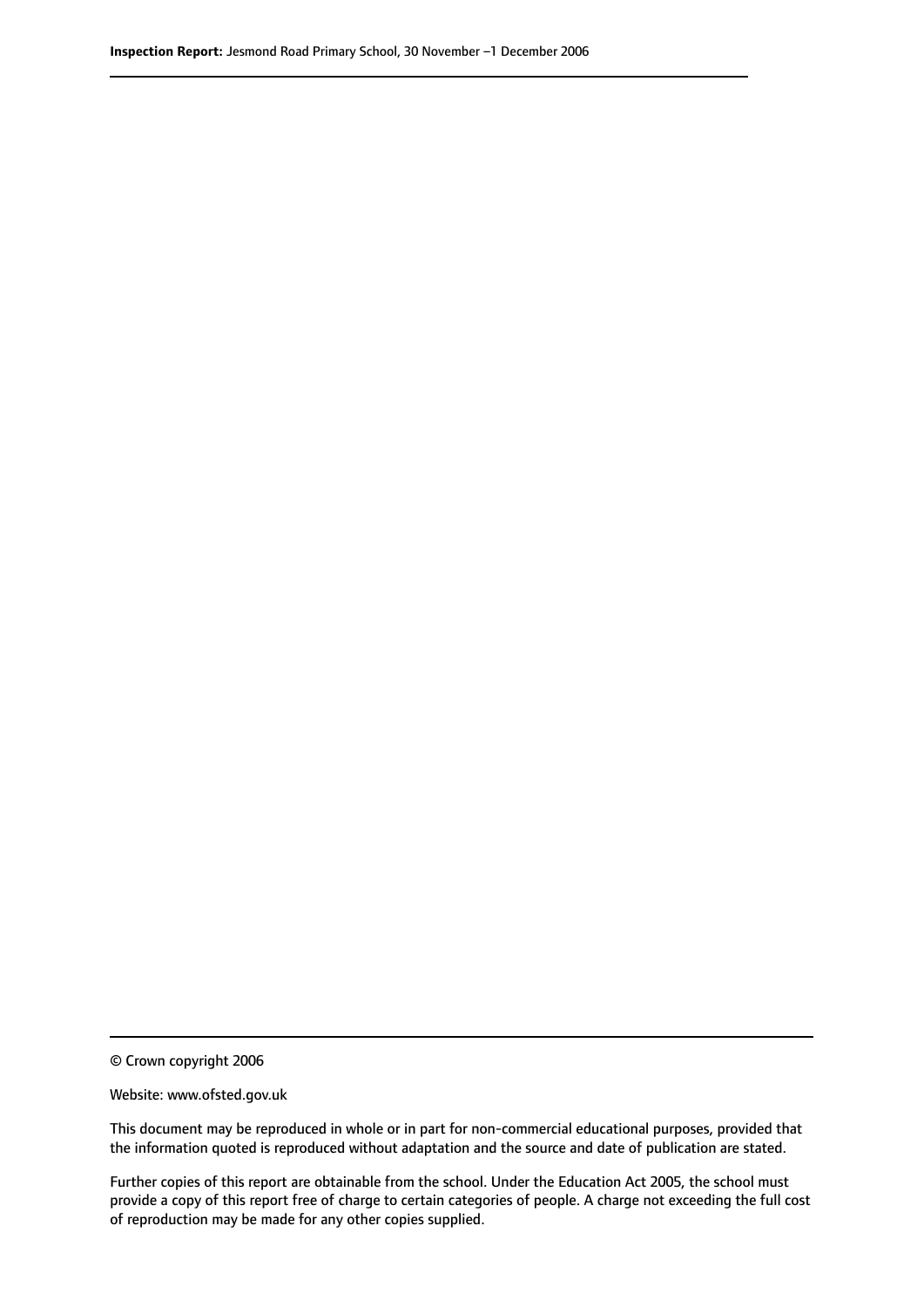© Crown copyright 2006

Website: www.ofsted.gov.uk

This document may be reproduced in whole or in part for non-commercial educational purposes, provided that the information quoted is reproduced without adaptation and the source and date of publication are stated.

Further copies of this report are obtainable from the school. Under the Education Act 2005, the school must provide a copy of this report free of charge to certain categories of people. A charge not exceeding the full cost of reproduction may be made for any other copies supplied.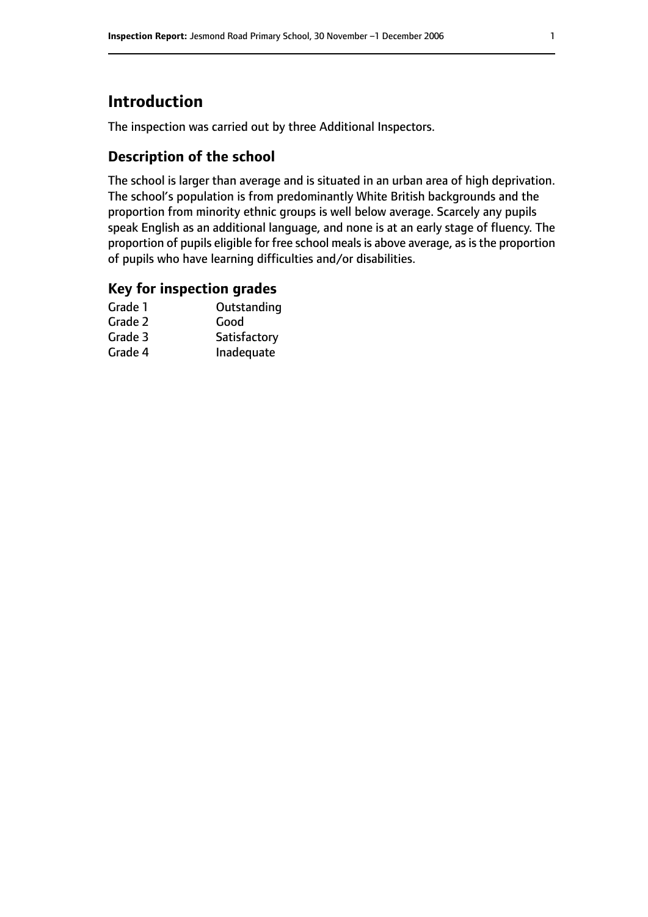# Introduction

The inspection was carried out by three Additional Inspectors.

## Description of the school

The school is larger than average and is situated in an urban area of high deprivation. The school's population is from predominantly White British backgrounds and the proportion from minority ethnic groups is well below average. Scarcely any pupils speak English as an additional language, and none is at an early stage of fluency. The proportion of pupils eligible for free school meals is above average, as is the proportion of pupils who have learning difficulties and/or disabilities.

## Key for inspection grades

| | |
|---|---|
| Grade 1 | Outstanding |
| Grade 2 | Good |
| Grade 3 | Satisfactory |
| Grade 4 | Inadequate |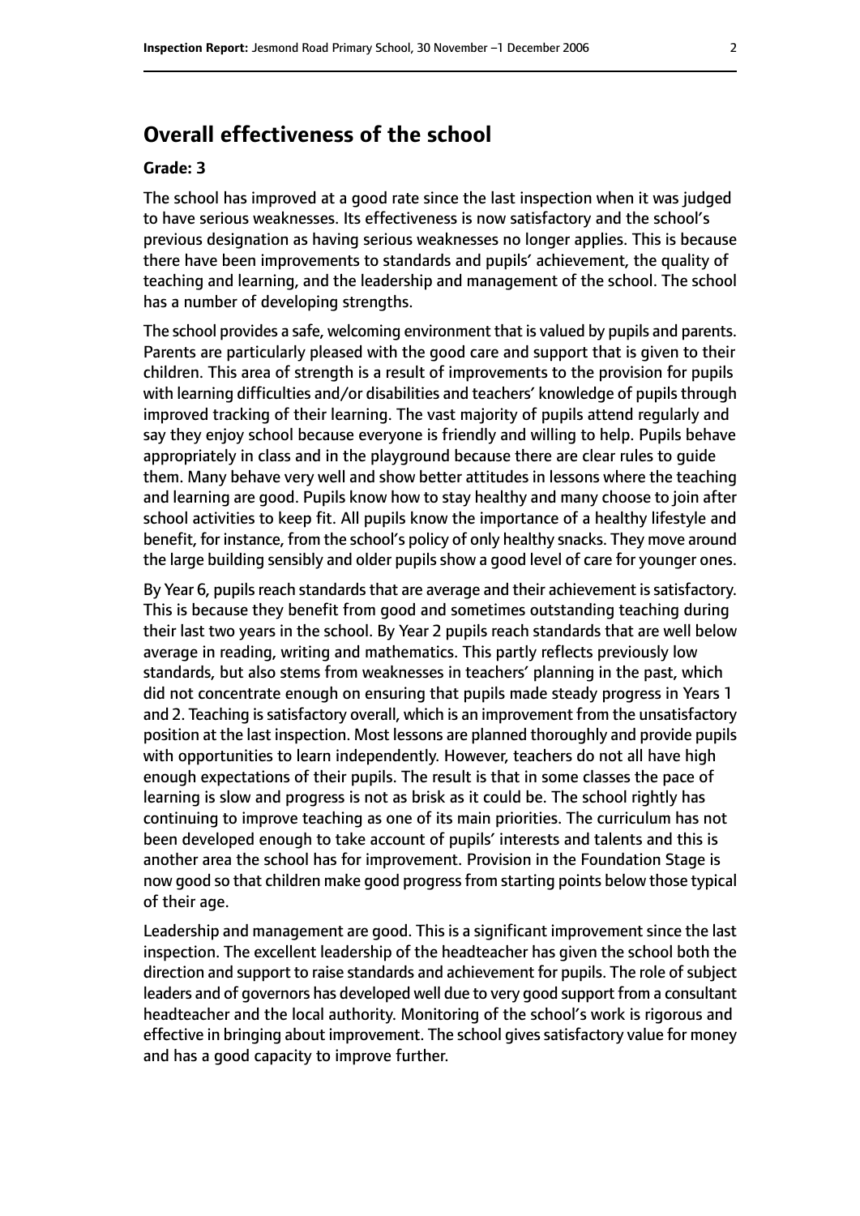# Overall effectiveness of the school

**Grade: 3**

The school has improved at a good rate since the last inspection when it was judged to have serious weaknesses. Its effectiveness is now satisfactory and the school's previous designation as having serious weaknesses no longer applies. This is because there have been improvements to standards and pupils' achievement, the quality of teaching and learning, and the leadership and management of the school. The school has a number of developing strengths.

The school provides a safe, welcoming environment that is valued by pupils and parents. Parents are particularly pleased with the good care and support that is given to their children. This area of strength is a result of improvements to the provision for pupils with learning difficulties and/or disabilities and teachers' knowledge of pupils through improved tracking of their learning. The vast majority of pupils attend regularly and say they enjoy school because everyone is friendly and willing to help. Pupils behave appropriately in class and in the playground because there are clear rules to guide them. Many behave very well and show better attitudes in lessons where the teaching and learning are good. Pupils know how to stay healthy and many choose to join after school activities to keep fit. All pupils know the importance of a healthy lifestyle and benefit, for instance, from the school's policy of only healthy snacks. They move around the large building sensibly and older pupils show a good level of care for younger ones.

By Year 6, pupils reach standards that are average and their achievement is satisfactory. This is because they benefit from good and sometimes outstanding teaching during their last two years in the school. By Year 2 pupils reach standards that are well below average in reading, writing and mathematics. This partly reflects previously low standards, but also stems from weaknesses in teachers' planning in the past, which did not concentrate enough on ensuring that pupils made steady progress in Years 1 and 2. Teaching is satisfactory overall, which is an improvement from the unsatisfactory position at the last inspection. Most lessons are planned thoroughly and provide pupils with opportunities to learn independently. However, teachers do not all have high enough expectations of their pupils. The result is that in some classes the pace of learning is slow and progress is not as brisk as it could be. The school rightly has continuing to improve teaching as one of its main priorities. The curriculum has not been developed enough to take account of pupils' interests and talents and this is another area the school has for improvement. Provision in the Foundation Stage is now good so that children make good progress from starting points below those typical of their age.

Leadership and management are good. This is a significant improvement since the last inspection. The excellent leadership of the headteacher has given the school both the direction and support to raise standards and achievement for pupils. The role of subject leaders and of governors has developed well due to very good support from a consultant headteacher and the local authority. Monitoring of the school's work is rigorous and effective in bringing about improvement. The school gives satisfactory value for money and has a good capacity to improve further.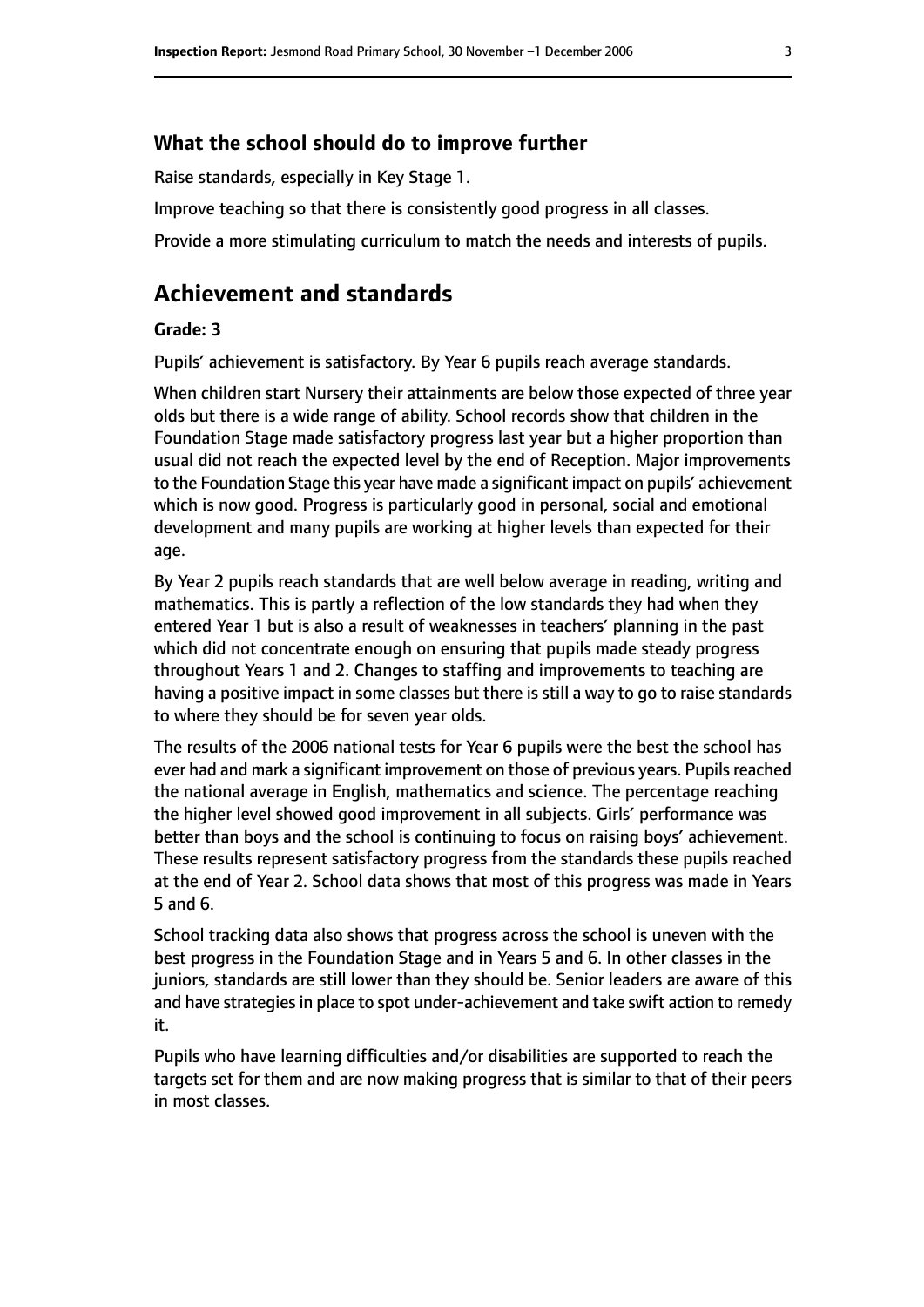### What the school should do to improve further

Raise standards, especially in Key Stage 1.

Improve teaching so that there is consistently good progress in all classes.

Provide a more stimulating curriculum to match the needs and interests of pupils.

## Achievement and standards

**Grade: 3**

Pupils' achievement is satisfactory. By Year 6 pupils reach average standards.

When children start Nursery their attainments are below those expected of three year olds but there is a wide range of ability. School records show that children in the Foundation Stage made satisfactory progress last year but a higher proportion than usual did not reach the expected level by the end of Reception. Major improvements to the Foundation Stage this year have made a significant impact on pupils' achievement which is now good. Progress is particularly good in personal, social and emotional development and many pupils are working at higher levels than expected for their age.

By Year 2 pupils reach standards that are well below average in reading, writing and mathematics. This is partly a reflection of the low standards they had when they entered Year 1 but is also a result of weaknesses in teachers' planning in the past which did not concentrate enough on ensuring that pupils made steady progress throughout Years 1 and 2. Changes to staffing and improvements to teaching are having a positive impact in some classes but there is still a way to go to raise standards to where they should be for seven year olds.

The results of the 2006 national tests for Year 6 pupils were the best the school has ever had and mark a significant improvement on those of previous years. Pupils reached the national average in English, mathematics and science. The percentage reaching the higher level showed good improvement in all subjects. Girls' performance was better than boys and the school is continuing to focus on raising boys' achievement. These results represent satisfactory progress from the standards these pupils reached at the end of Year 2. School data shows that most of this progress was made in Years 5 and 6.

School tracking data also shows that progress across the school is uneven with the best progress in the Foundation Stage and in Years 5 and 6. In other classes in the juniors, standards are still lower than they should be. Senior leaders are aware of this and have strategies in place to spot under-achievement and take swift action to remedy it.

Pupils who have learning difficulties and/or disabilities are supported to reach the targets set for them and are now making progress that is similar to that of their peers in most classes.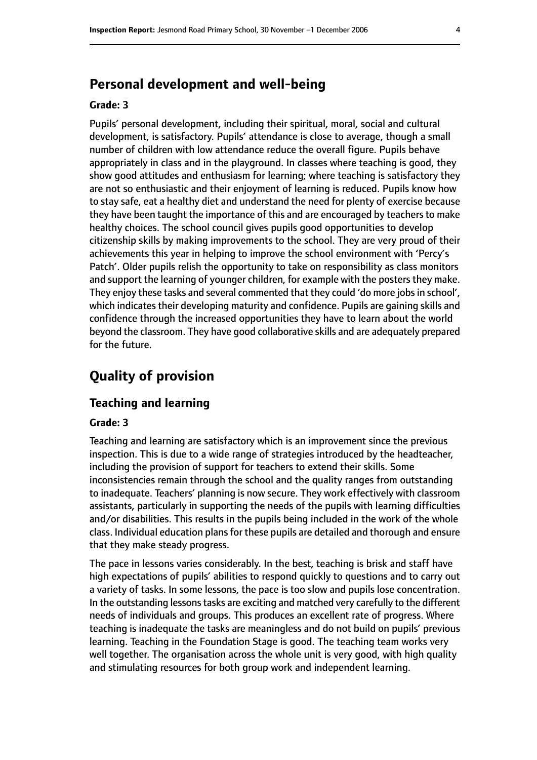## Personal development and well-being

**Grade: 3**

Pupils' personal development, including their spiritual, moral, social and cultural development, is satisfactory. Pupils' attendance is close to average, though a small number of children with low attendance reduce the overall figure. Pupils behave appropriately in class and in the playground. In classes where teaching is good, they show good attitudes and enthusiasm for learning; where teaching is satisfactory they are not so enthusiastic and their enjoyment of learning is reduced. Pupils know how to stay safe, eat a healthy diet and understand the need for plenty of exercise because they have been taught the importance of this and are encouraged by teachers to make healthy choices. The school council gives pupils good opportunities to develop citizenship skills by making improvements to the school. They are very proud of their achievements this year in helping to improve the school environment with 'Percy's Patch'. Older pupils relish the opportunity to take on responsibility as class monitors and support the learning of younger children, for example with the posters they make. They enjoy these tasks and several commented that they could 'do more jobs in school', which indicates their developing maturity and confidence. Pupils are gaining skills and confidence through the increased opportunities they have to learn about the world beyond the classroom. They have good collaborative skills and are adequately prepared for the future.

# Quality of provision

## Teaching and learning

**Grade: 3**

Teaching and learning are satisfactory which is an improvement since the previous inspection. This is due to a wide range of strategies introduced by the headteacher, including the provision of support for teachers to extend their skills. Some inconsistencies remain through the school and the quality ranges from outstanding to inadequate. Teachers' planning is now secure. They work effectively with classroom assistants, particularly in supporting the needs of the pupils with learning difficulties and/or disabilities. This results in the pupils being included in the work of the whole class. Individual education plans for these pupils are detailed and thorough and ensure that they make steady progress.

The pace in lessons varies considerably. In the best, teaching is brisk and staff have high expectations of pupils' abilities to respond quickly to questions and to carry out a variety of tasks. In some lessons, the pace is too slow and pupils lose concentration. In the outstanding lessons tasks are exciting and matched very carefully to the different needs of individuals and groups. This produces an excellent rate of progress. Where teaching is inadequate the tasks are meaningless and do not build on pupils' previous learning. Teaching in the Foundation Stage is good. The teaching team works very well together. The organisation across the whole unit is very good, with high quality and stimulating resources for both group work and independent learning.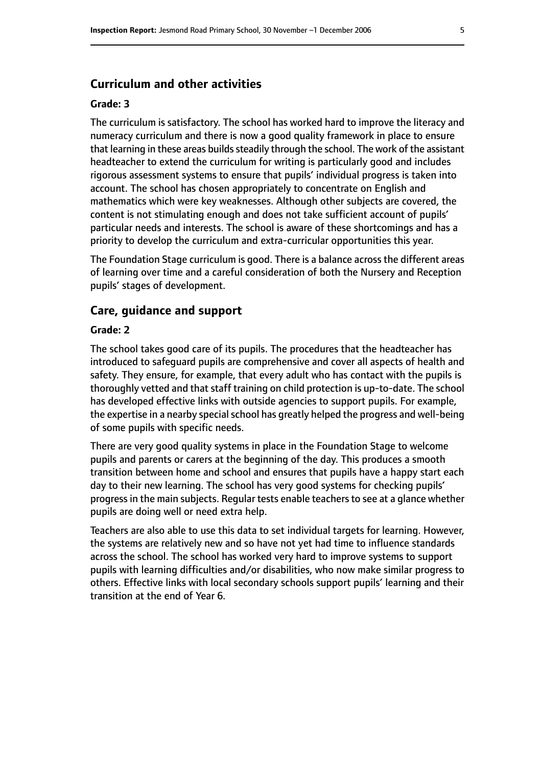## Curriculum and other activities

### Grade: 3

The curriculum is satisfactory. The school has worked hard to improve the literacy and numeracy curriculum and there is now a good quality framework in place to ensure that learning in these areas builds steadily through the school. The work of the assistant headteacher to extend the curriculum for writing is particularly good and includes rigorous assessment systems to ensure that pupils' individual progress is taken into account. The school has chosen appropriately to concentrate on English and mathematics which were key weaknesses. Although other subjects are covered, the content is not stimulating enough and does not take sufficient account of pupils' particular needs and interests. The school is aware of these shortcomings and has a priority to develop the curriculum and extra-curricular opportunities this year.

The Foundation Stage curriculum is good. There is a balance across the different areas of learning over time and a careful consideration of both the Nursery and Reception pupils' stages of development.

## Care, guidance and support

### Grade: 2

The school takes good care of its pupils. The procedures that the headteacher has introduced to safeguard pupils are comprehensive and cover all aspects of health and safety. They ensure, for example, that every adult who has contact with the pupils is thoroughly vetted and that staff training on child protection is up-to-date. The school has developed effective links with outside agencies to support pupils. For example, the expertise in a nearby special school has greatly helped the progress and well-being of some pupils with specific needs.

There are very good quality systems in place in the Foundation Stage to welcome pupils and parents or carers at the beginning of the day. This produces a smooth transition between home and school and ensures that pupils have a happy start each day to their new learning. The school has very good systems for checking pupils' progress in the main subjects. Regular tests enable teachers to see at a glance whether pupils are doing well or need extra help.

Teachers are also able to use this data to set individual targets for learning. However, the systems are relatively new and so have not yet had time to influence standards across the school. The school has worked very hard to improve systems to support pupils with learning difficulties and/or disabilities, who now make similar progress to others. Effective links with local secondary schools support pupils' learning and their transition at the end of Year 6.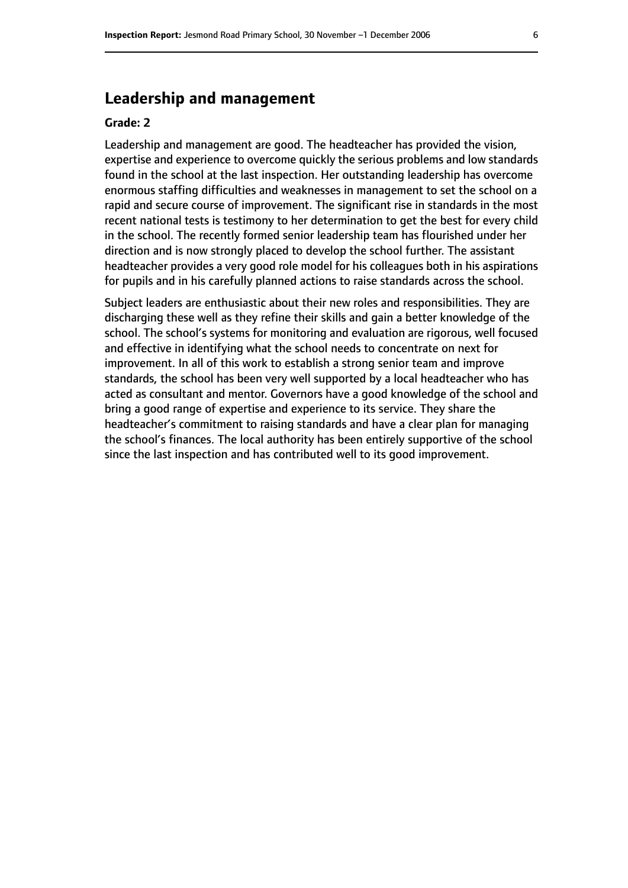## Leadership and management

**Grade: 2**

Leadership and management are good. The headteacher has provided the vision, expertise and experience to overcome quickly the serious problems and low standards found in the school at the last inspection. Her outstanding leadership has overcome enormous staffing difficulties and weaknesses in management to set the school on a rapid and secure course of improvement. The significant rise in standards in the most recent national tests is testimony to her determination to get the best for every child in the school. The recently formed senior leadership team has flourished under her direction and is now strongly placed to develop the school further. The assistant headteacher provides a very good role model for his colleagues both in his aspirations for pupils and in his carefully planned actions to raise standards across the school.

Subject leaders are enthusiastic about their new roles and responsibilities. They are discharging these well as they refine their skills and gain a better knowledge of the school. The school's systems for monitoring and evaluation are rigorous, well focused and effective in identifying what the school needs to concentrate on next for improvement. In all of this work to establish a strong senior team and improve standards, the school has been very well supported by a local headteacher who has acted as consultant and mentor. Governors have a good knowledge of the school and bring a good range of expertise and experience to its service. They share the headteacher's commitment to raising standards and have a clear plan for managing the school's finances. The local authority has been entirely supportive of the school since the last inspection and has contributed well to its good improvement.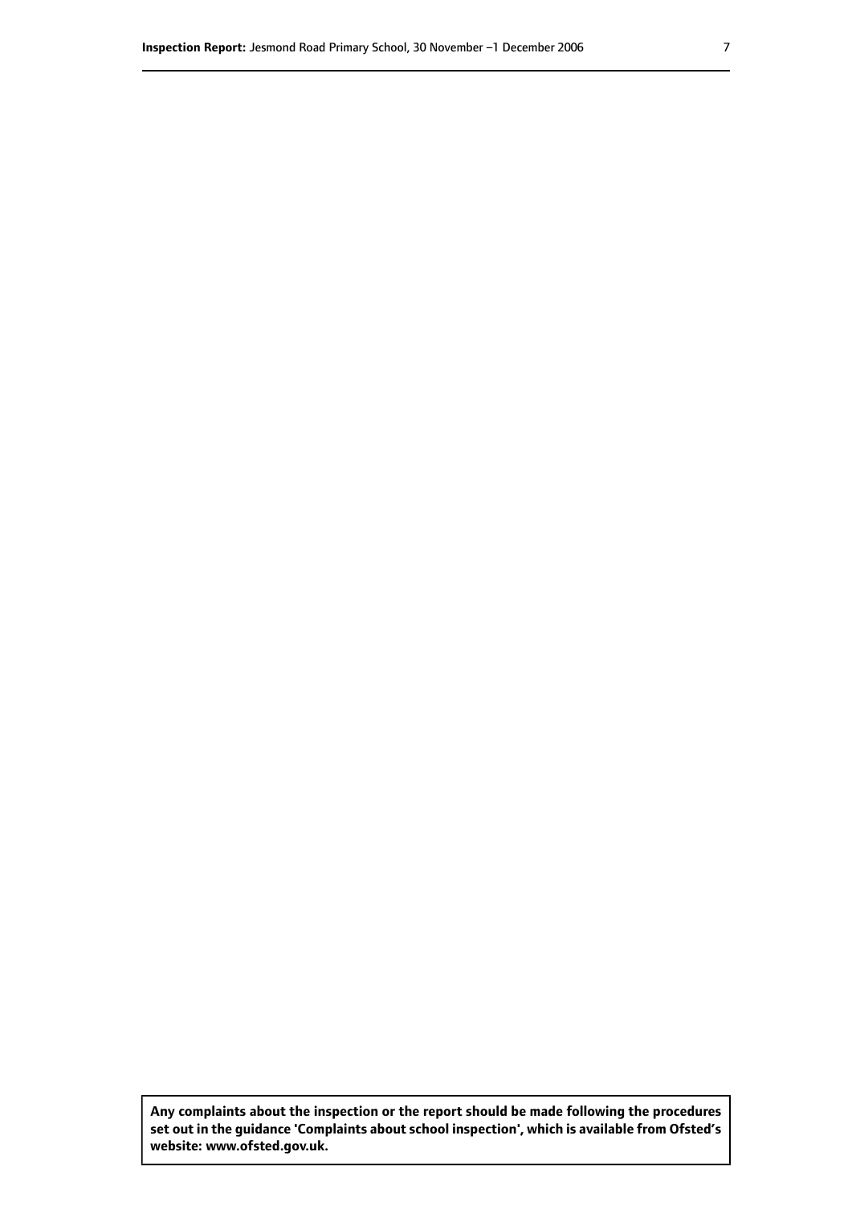**Any complaints about the inspection or the report should be made following the procedures set out in the guidance 'Complaints about school inspection', which is available from Ofsted's website: www.ofsted.gov.uk.**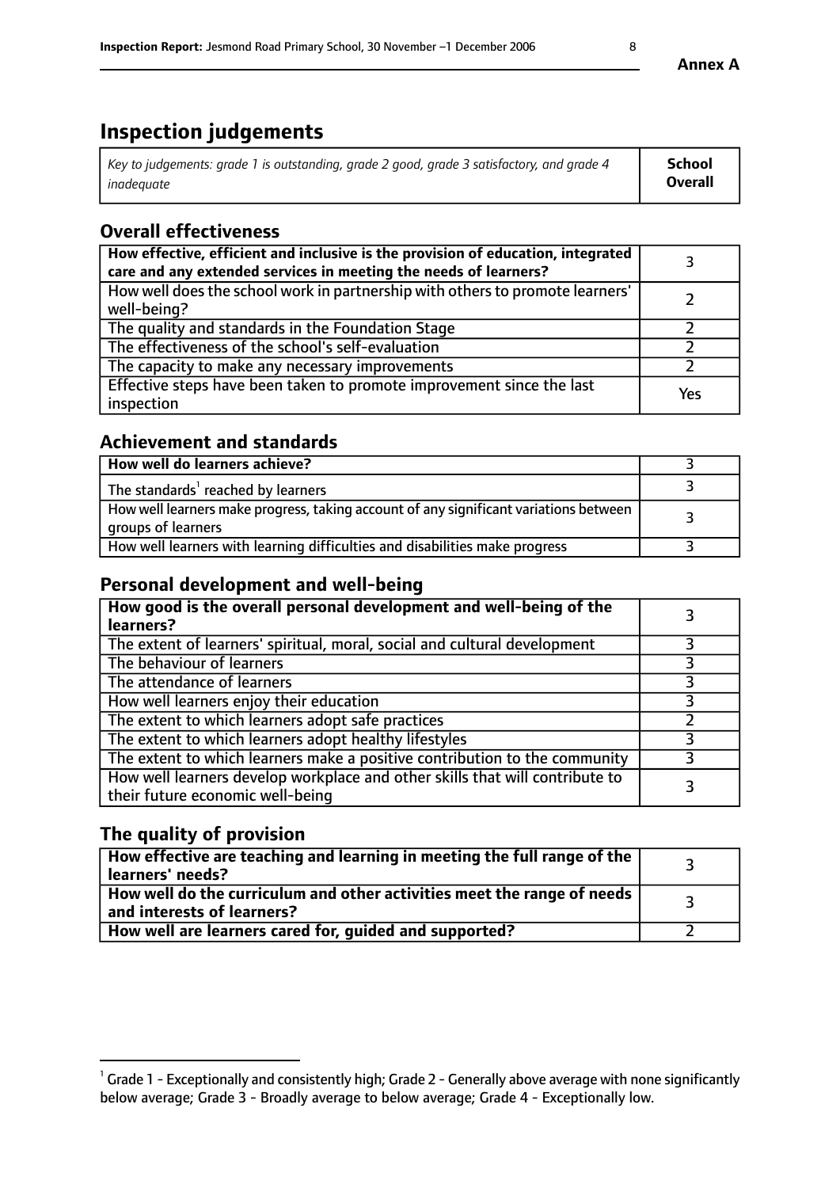**Annex A**

# Inspection judgements

| *Key to judgements: grade 1 is outstanding, grade 2 good, grade 3 satisfactory, and grade 4 inadequate* | **School Overall** |
|---|---|

## Overall effectiveness

| | |
|---|---|
| **How effective, efficient and inclusive is the provision of education, integrated care and any extended services in meeting the needs of learners?** | 3 |
| How well does the school work in partnership with others to promote learners' well-being? | 2 |
| The quality and standards in the Foundation Stage | 2 |
| The effectiveness of the school's self-evaluation | 2 |
| The capacity to make any necessary improvements | 2 |
| Effective steps have been taken to promote improvement since the last inspection | Yes |

## Achievement and standards

| | |
|---|---|
| **How well do learners achieve?** | 3 |
| The standards[1] reached by learners | 3 |
| How well learners make progress, taking account of any significant variations between groups of learners | 3 |
| How well learners with learning difficulties and disabilities make progress | 3 |

## Personal development and well-being

| | |
|---|---|
| **How good is the overall personal development and well-being of the learners?** | 3 |
| The extent of learners' spiritual, moral, social and cultural development | 3 |
| The behaviour of learners | 3 |
| The attendance of learners | 3 |
| How well learners enjoy their education | 3 |
| The extent to which learners adopt safe practices | 2 |
| The extent to which learners adopt healthy lifestyles | 3 |
| The extent to which learners make a positive contribution to the community | 3 |
| How well learners develop workplace and other skills that will contribute to their future economic well-being | 3 |

## The quality of provision

| | |
|---|---|
| **How effective are teaching and learning in meeting the full range of the learners' needs?** | 3 |
| **How well do the curriculum and other activities meet the range of needs and interests of learners?** | 3 |
| **How well are learners cared for, guided and supported?** | 2 |

[1] Grade 1 - Exceptionally and consistently high; Grade 2 - Generally above average with none significantly below average; Grade 3 - Broadly average to below average; Grade 4 - Exceptionally low.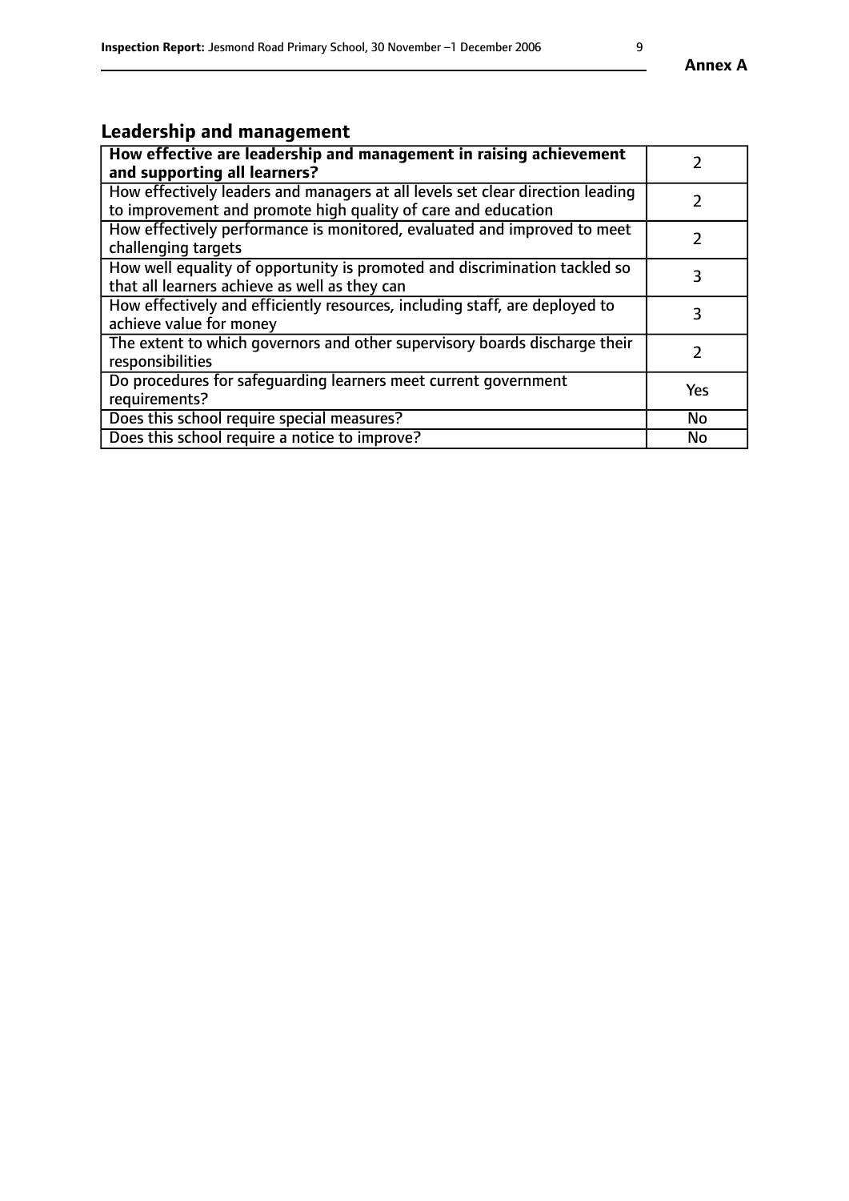## Leadership and management

| How effective are leadership and management in raising achievement and supporting all learners? | 2 |
|---|---|
| How effectively leaders and managers at all levels set clear direction leading to improvement and promote high quality of care and education | 2 |
| How effectively performance is monitored, evaluated and improved to meet challenging targets | 2 |
| How well equality of opportunity is promoted and discrimination tackled so that all learners achieve as well as they can | 3 |
| How effectively and efficiently resources, including staff, are deployed to achieve value for money | 3 |
| The extent to which governors and other supervisory boards discharge their responsibilities | 2 |
| Do procedures for safeguarding learners meet current government requirements? | Yes |
| Does this school require special measures? | No |
| Does this school require a notice to improve? | No |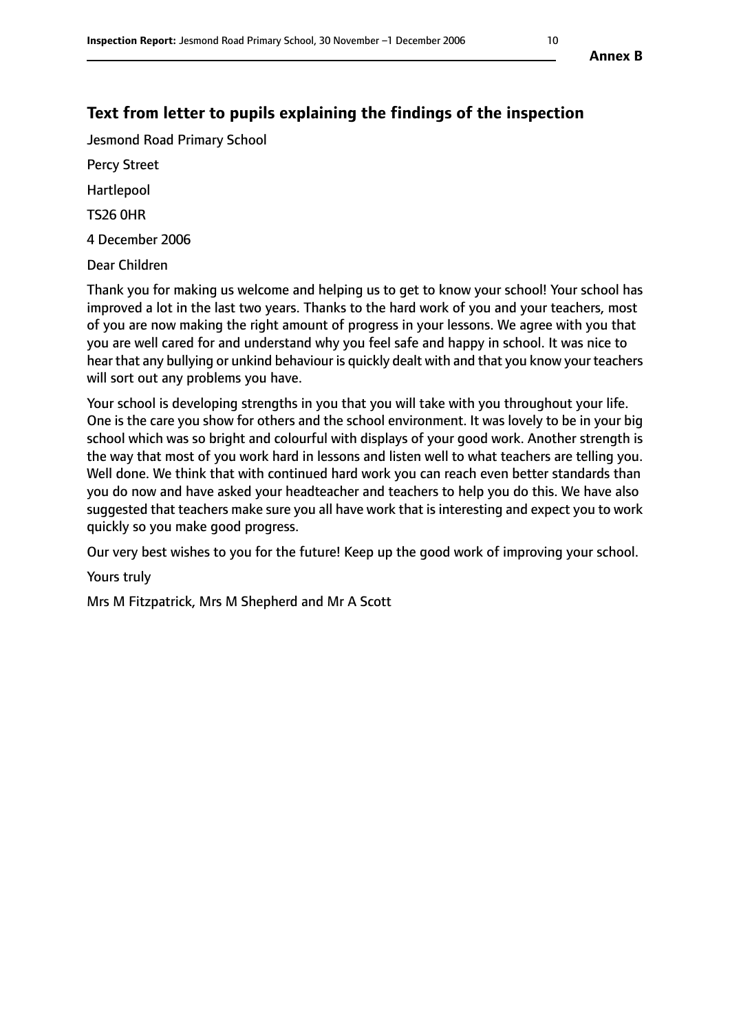## Text from letter to pupils explaining the findings of the inspection

Jesmond Road Primary School

Percy Street

Hartlepool

TS26 0HR

4 December 2006

Dear Children

Thank you for making us welcome and helping us to get to know your school! Your school has improved a lot in the last two years. Thanks to the hard work of you and your teachers, most of you are now making the right amount of progress in your lessons. We agree with you that you are well cared for and understand why you feel safe and happy in school. It was nice to hear that any bullying or unkind behaviour is quickly dealt with and that you know your teachers will sort out any problems you have.

Your school is developing strengths in you that you will take with you throughout your life. One is the care you show for others and the school environment. It was lovely to be in your big school which was so bright and colourful with displays of your good work. Another strength is the way that most of you work hard in lessons and listen well to what teachers are telling you. Well done. We think that with continued hard work you can reach even better standards than you do now and have asked your headteacher and teachers to help you do this. We have also suggested that teachers make sure you all have work that is interesting and expect you to work quickly so you make good progress.

Our very best wishes to you for the future! Keep up the good work of improving your school.

Yours truly

Mrs M Fitzpatrick, Mrs M Shepherd and Mr A Scott